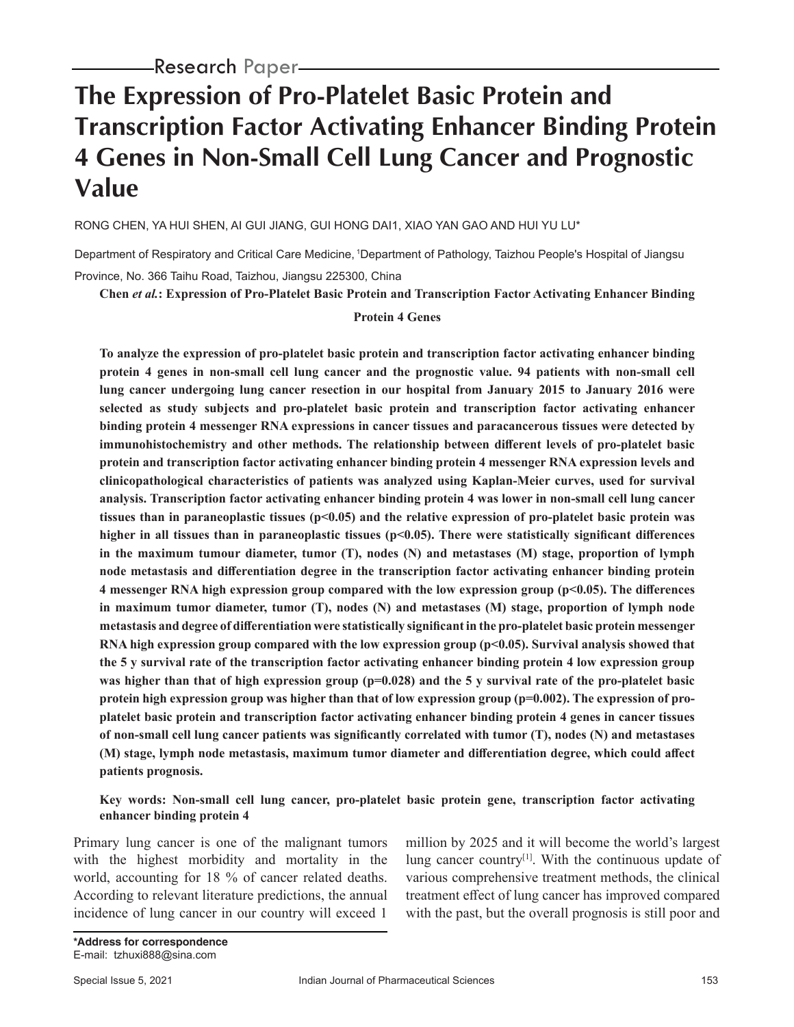Research Paper

# The Expression of Pro-Platelet Basic Protein and Transcription Factor Activating Enhancer Binding Protein 4 Genes in Non-Small Cell Lung Cancer and Prognostic Value

RONG CHEN, YA HUI SHEN, AI GUI JIANG, GUI HONG DAI1, XIAO YAN GAO AND HUI YU LU*

Department of Respiratory and Critical Care Medicine, [1]Department of Pathology, Taizhou People's Hospital of Jiangsu Province, No. 366 Taihu Road, Taizhou, Jiangsu 225300, China

**Chen *et al.*: Expression of Pro-Platelet Basic Protein and Transcription Factor Activating Enhancer Binding Protein 4 Genes**

**To analyze the expression of pro-platelet basic protein and transcription factor activating enhancer binding protein 4 genes in non-small cell lung cancer and the prognostic value. 94 patients with non-small cell lung cancer undergoing lung cancer resection in our hospital from January 2015 to January 2016 were selected as study subjects and pro-platelet basic protein and transcription factor activating enhancer binding protein 4 messenger RNA expressions in cancer tissues and paracancerous tissues were detected by immunohistochemistry and other methods. The relationship between different levels of pro-platelet basic protein and transcription factor activating enhancer binding protein 4 messenger RNA expression levels and clinicopathological characteristics of patients was analyzed using Kaplan-Meier curves, used for survival analysis. Transcription factor activating enhancer binding protein 4 was lower in non-small cell lung cancer tissues than in paraneoplastic tissues ($p<0.05$) and the relative expression of pro-platelet basic protein was higher in all tissues than in paraneoplastic tissues ($p<0.05$). There were statistically significant differences in the maximum tumour diameter, tumor (T), nodes (N) and metastases (M) stage, proportion of lymph node metastasis and differentiation degree in the transcription factor activating enhancer binding protein 4 messenger RNA high expression group compared with the low expression group ($p<0.05$). The differences in maximum tumor diameter, tumor (T), nodes (N) and metastases (M) stage, proportion of lymph node metastasis and degree of differentiation were statistically significant in the pro-platelet basic protein messenger RNA high expression group compared with the low expression group ($p<0.05$). Survival analysis showed that the 5 y survival rate of the transcription factor activating enhancer binding protein 4 low expression group was higher than that of high expression group ($p=0.028$) and the 5 y survival rate of the pro-platelet basic protein high expression group was higher than that of low expression group ($p=0.002$). The expression of pro-platelet basic protein and transcription factor activating enhancer binding protein 4 genes in cancer tissues of non-small cell lung cancer patients was significantly correlated with tumor (T), nodes (N) and metastases (M) stage, lymph node metastasis, maximum tumor diameter and differentiation degree, which could affect patients prognosis.**

**Key words: Non-small cell lung cancer, pro-platelet basic protein gene, transcription factor activating enhancer binding protein 4**

Primary lung cancer is one of the malignant tumors with the highest morbidity and mortality in the world, accounting for 18 % of cancer related deaths. According to relevant literature predictions, the annual incidence of lung cancer in our country will exceed 1 million by 2025 and it will become the world's largest lung cancer country[1]. With the continuous update of various comprehensive treatment methods, the clinical treatment effect of lung cancer has improved compared with the past, but the overall prognosis is still poor and

**\*Address for correspondence**
E-mail: tzhuxi888@sina.com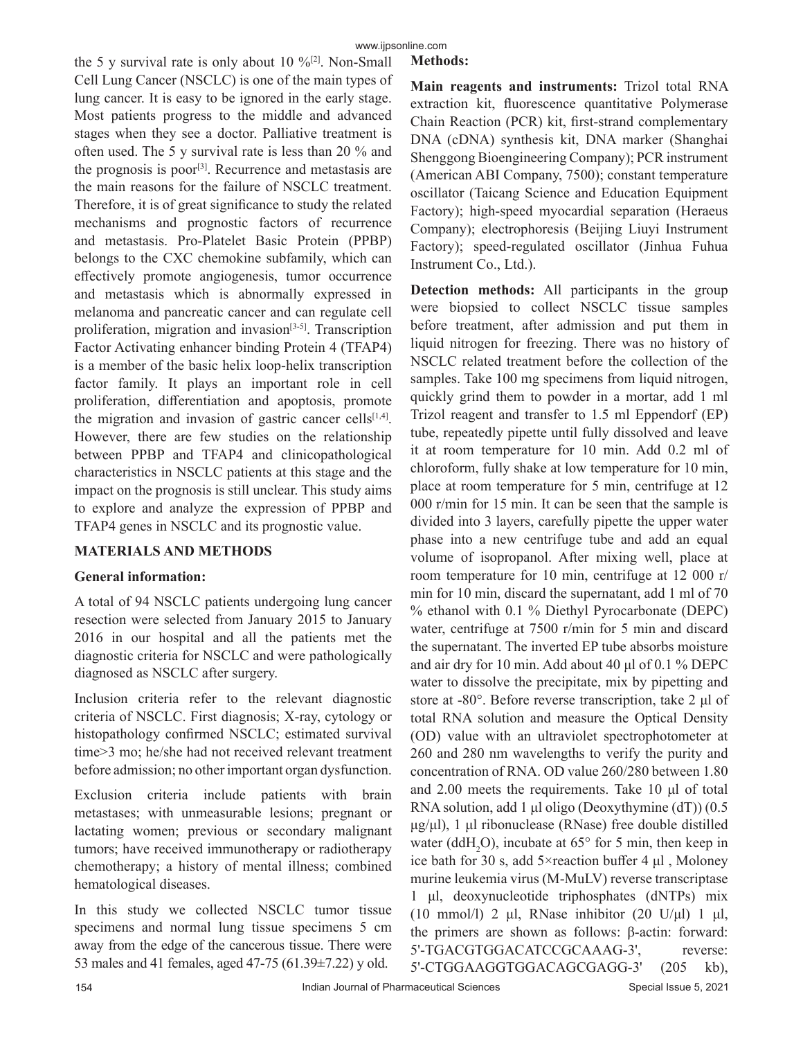the 5 y survival rate is only about 10 %[2]. Non-Small Cell Lung Cancer (NSCLC) is one of the main types of lung cancer. It is easy to be ignored in the early stage. Most patients progress to the middle and advanced stages when they see a doctor. Palliative treatment is often used. The 5 y survival rate is less than 20 % and the prognosis is poor[3]. Recurrence and metastasis are the main reasons for the failure of NSCLC treatment. Therefore, it is of great significance to study the related mechanisms and prognostic factors of recurrence and metastasis. Pro-Platelet Basic Protein (PPBP) belongs to the CXC chemokine subfamily, which can effectively promote angiogenesis, tumor occurrence and metastasis which is abnormally expressed in melanoma and pancreatic cancer and can regulate cell proliferation, migration and invasion[3-5]. Transcription Factor Activating enhancer binding Protein 4 (TFAP4) is a member of the basic helix loop-helix transcription factor family. It plays an important role in cell proliferation, differentiation and apoptosis, promote the migration and invasion of gastric cancer cells[1,4]. However, there are few studies on the relationship between PPBP and TFAP4 and clinicopathological characteristics in NSCLC patients at this stage and the impact on the prognosis is still unclear. This study aims to explore and analyze the expression of PPBP and TFAP4 genes in NSCLC and its prognostic value.

## MATERIALS AND METHODS

### General information:

A total of 94 NSCLC patients undergoing lung cancer resection were selected from January 2015 to January 2016 in our hospital and all the patients met the diagnostic criteria for NSCLC and were pathologically diagnosed as NSCLC after surgery.

Inclusion criteria refer to the relevant diagnostic criteria of NSCLC. First diagnosis; X-ray, cytology or histopathology confirmed NSCLC; estimated survival time>3 mo; he/she had not received relevant treatment before admission; no other important organ dysfunction.

Exclusion criteria include patients with brain metastases; with unmeasurable lesions; pregnant or lactating women; previous or secondary malignant tumors; have received immunotherapy or radiotherapy chemotherapy; a history of mental illness; combined hematological diseases.

In this study we collected NSCLC tumor tissue specimens and normal lung tissue specimens 5 cm away from the edge of the cancerous tissue. There were 53 males and 41 females, aged 47-75 (61.39±7.22) y old.

### Methods:

**Main reagents and instruments:** Trizol total RNA extraction kit, fluorescence quantitative Polymerase Chain Reaction (PCR) kit, first-strand complementary DNA (cDNA) synthesis kit, DNA marker (Shanghai Shenggong Bioengineering Company); PCR instrument (American ABI Company, 7500); constant temperature oscillator (Taicang Science and Education Equipment Factory); high-speed myocardial separation (Heraeus Company); electrophoresis (Beijing Liuyi Instrument Factory); speed-regulated oscillator (Jinhua Fuhua Instrument Co., Ltd.).

**Detection methods:** All participants in the group were biopsied to collect NSCLC tissue samples before treatment, after admission and put them in liquid nitrogen for freezing. There was no history of NSCLC related treatment before the collection of the samples. Take 100 mg specimens from liquid nitrogen, quickly grind them to powder in a mortar, add 1 ml Trizol reagent and transfer to 1.5 ml Eppendorf (EP) tube, repeatedly pipette until fully dissolved and leave it at room temperature for 10 min. Add 0.2 ml of chloroform, fully shake at low temperature for 10 min, place at room temperature for 5 min, centrifuge at 12 000 r/min for 15 min. It can be seen that the sample is divided into 3 layers, carefully pipette the upper water phase into a new centrifuge tube and add an equal volume of isopropanol. After mixing well, place at room temperature for 10 min, centrifuge at 12 000 r/min for 10 min, discard the supernatant, add 1 ml of 70 % ethanol with 0.1 % Diethyl Pyrocarbonate (DEPC) water, centrifuge at 7500 r/min for 5 min and discard the supernatant. The inverted EP tube absorbs moisture and air dry for 10 min. Add about 40 µl of 0.1 % DEPC water to dissolve the precipitate, mix by pipetting and store at -80°. Before reverse transcription, take 2 µl of total RNA solution and measure the Optical Density (OD) value with an ultraviolet spectrophotometer at 260 and 280 nm wavelengths to verify the purity and concentration of RNA. OD value 260/280 between 1.80 and 2.00 meets the requirements. Take 10 µl of total RNA solution, add 1 µl oligo (Deoxythymine (dT)) (0.5 µg/µl), 1 µl ribonuclease (RNase) free double distilled water ($ddH_2O$), incubate at 65° for 5 min, then keep in ice bath for 30 s, add 5×reaction buffer 4 µl , Moloney murine leukemia virus (M-MuLV) reverse transcriptase 1 µl, deoxynucleotide triphosphates (dNTPs) mix (10 mmol/l) 2 µl, RNase inhibitor (20 U/µl) 1 µl, the primers are shown as follows: β-actin: forward: 5'-TGACGTGGACATCCGCAAAG-3', reverse: 5'-CTGGAAGGTGGACAGCGAGG-3' (205 kb),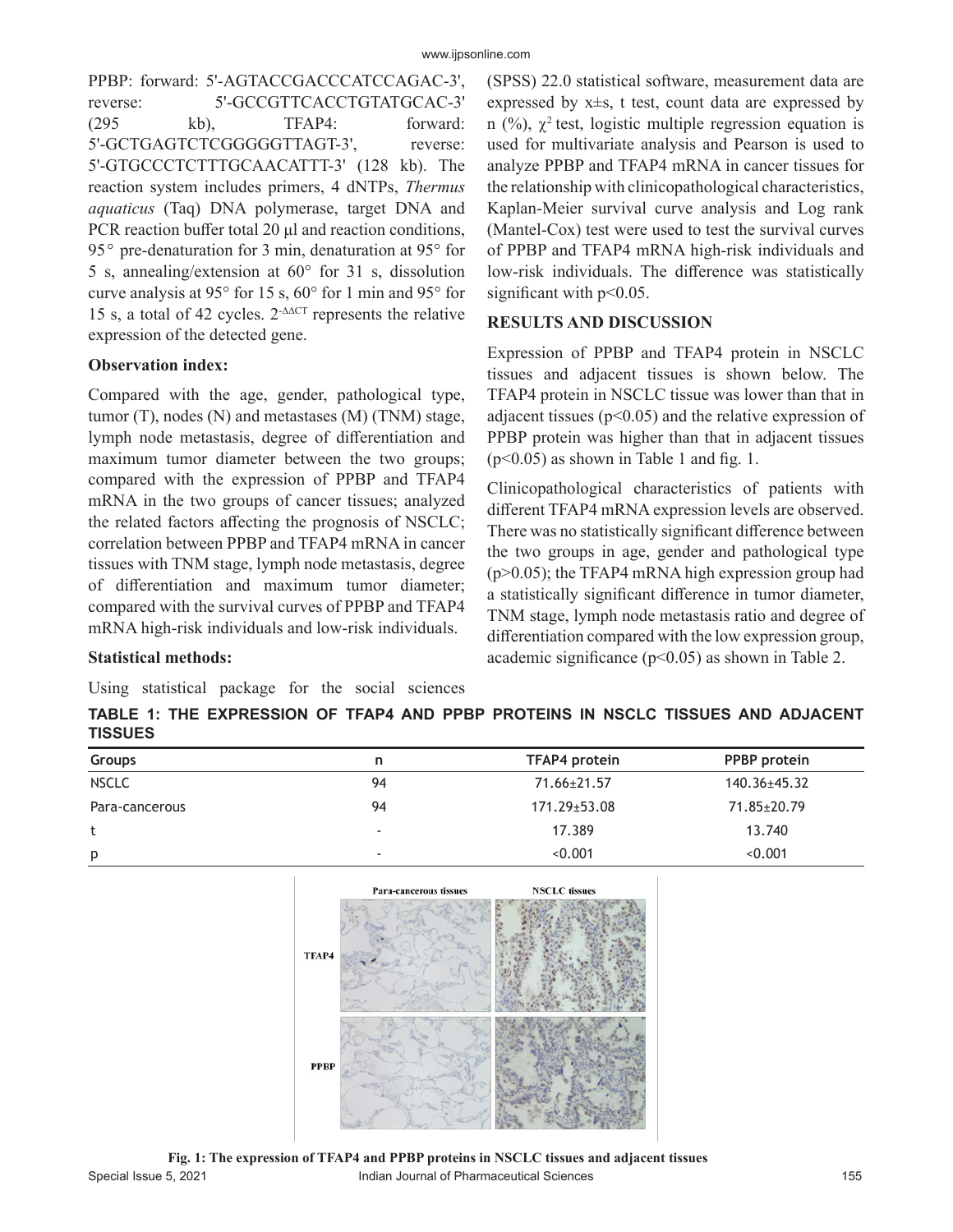PPBP: forward: 5'-AGTACCGACCCATCCAGAC-3', reverse: 5'-GCCGTTCACCTGTATGCAC-3' (295 kb), TFAP4: forward: 5'-GCTGAGTCTCGGGGGTTAGT-3', reverse: 5'-GTGCCCTCTTTGCAACATTT-3' (128 kb). The reaction system includes primers, 4 dNTPs, *Thermus aquaticus* (Taq) DNA polymerase, target DNA and PCR reaction buffer total 20 μl and reaction conditions, 95° pre-denaturation for 3 min, denaturation at 95° for 5 s, annealing/extension at 60° for 31 s, dissolution curve analysis at 95° for 15 s, 60° for 1 min and 95° for 15 s, a total of 42 cycles. $2^{-\Delta\Delta CT}$ represents the relative expression of the detected gene.

### Observation index:

Compared with the age, gender, pathological type, tumor (T), nodes (N) and metastases (M) (TNM) stage, lymph node metastasis, degree of differentiation and maximum tumor diameter between the two groups; compared with the expression of PPBP and TFAP4 mRNA in the two groups of cancer tissues; analyzed the related factors affecting the prognosis of NSCLC; correlation between PPBP and TFAP4 mRNA in cancer tissues with TNM stage, lymph node metastasis, degree of differentiation and maximum tumor diameter; compared with the survival curves of PPBP and TFAP4 mRNA high-risk individuals and low-risk individuals.

### Statistical methods:

Using statistical package for the social sciences (SPSS) 22.0 statistical software, measurement data are expressed by x±s, t test, count data are expressed by n (%), $\chi^2$ test, logistic multiple regression equation is used for multivariate analysis and Pearson is used to analyze PPBP and TFAP4 mRNA in cancer tissues for the relationship with clinicopathological characteristics, Kaplan-Meier survival curve analysis and Log rank (Mantel-Cox) test were used to test the survival curves of PPBP and TFAP4 mRNA high-risk individuals and low-risk individuals. The difference was statistically significant with $p<0.05$.

## RESULTS AND DISCUSSION

Expression of PPBP and TFAP4 protein in NSCLC tissues and adjacent tissues is shown below. The TFAP4 protein in NSCLC tissue was lower than that in adjacent tissues ($p<0.05$) and the relative expression of PPBP protein was higher than that in adjacent tissues ($p<0.05$) as shown in Table 1 and fig. 1.

Clinicopathological characteristics of patients with different TFAP4 mRNA expression levels are observed. There was no statistically significant difference between the two groups in age, gender and pathological type ($p>0.05$); the TFAP4 mRNA high expression group had a statistically significant difference in tumor diameter, TNM stage, lymph node metastasis ratio and degree of differentiation compared with the low expression group, academic significance ($p<0.05$) as shown in Table 2.

**TABLE 1: THE EXPRESSION OF TFAP4 AND PPBP PROTEINS IN NSCLC TISSUES AND ADJACENT TISSUES**

| Groups | n | TFAP4 protein | PPBP protein |
|---|---|---|---|
| NSCLC | 94 | 71.66±21.57 | 140.36±45.32 |
| Para-cancerous | 94 | 171.29±53.08 | 71.85±20.79 |
| t | - | 17.389 | 13.740 |
| p | - | <0.001 | <0.001 |

**Fig. 1: The expression of TFAP4 and PPBP proteins in NSCLC tissues and adjacent tissues**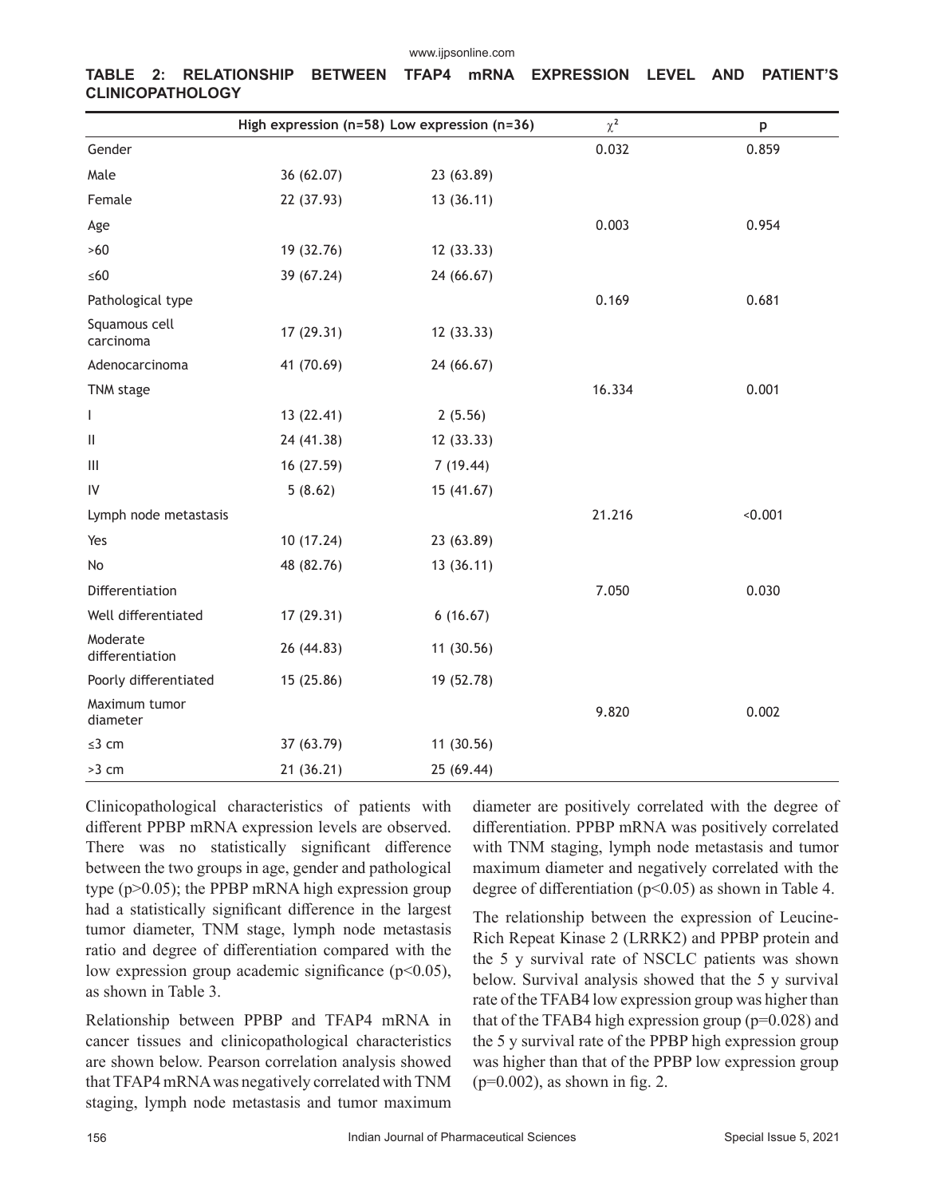**TABLE 2: RELATIONSHIP BETWEEN TFAP4 mRNA EXPRESSION LEVEL AND PATIENT'S CLINICOPATHOLOGY**

| | High expression (n=58) | Low expression (n=36) | $\chi^2$ | p |
|---|---|---|---|---|
| Gender | | | 0.032 | 0.859 |
| Male | 36 (62.07) | 23 (63.89) | | |
| Female | 22 (37.93) | 13 (36.11) | | |
| Age | | | 0.003 | 0.954 |
| >60 | 19 (32.76) | 12 (33.33) | | |
| ≤60 | 39 (67.24) | 24 (66.67) | | |
| Pathological type | | | 0.169 | 0.681 |
| Squamous cell carcinoma | 17 (29.31) | 12 (33.33) | | |
| Adenocarcinoma | 41 (70.69) | 24 (66.67) | | |
| TNM stage | | | 16.334 | 0.001 |
| I | 13 (22.41) | 2 (5.56) | | |
| II | 24 (41.38) | 12 (33.33) | | |
| III | 16 (27.59) | 7 (19.44) | | |
| IV | 5 (8.62) | 15 (41.67) | | |
| Lymph node metastasis | | | 21.216 | <0.001 |
| Yes | 10 (17.24) | 23 (63.89) | | |
| No | 48 (82.76) | 13 (36.11) | | |
| Differentiation | | | 7.050 | 0.030 |
| Well differentiated | 17 (29.31) | 6 (16.67) | | |
| Moderate differentiation | 26 (44.83) | 11 (30.56) | | |
| Poorly differentiated | 15 (25.86) | 19 (52.78) | | |
| Maximum tumor diameter | | | 9.820 | 0.002 |
| ≤3 cm | 37 (63.79) | 11 (30.56) | | |
| >3 cm | 21 (36.21) | 25 (69.44) | | |

Clinicopathological characteristics of patients with different PPBP mRNA expression levels are observed. There was no statistically significant difference between the two groups in age, gender and pathological type ($p>0.05$); the PPBP mRNA high expression group had a statistically significant difference in the largest tumor diameter, TNM stage, lymph node metastasis ratio and degree of differentiation compared with the low expression group academic significance ($p<0.05$), as shown in Table 3.

Relationship between PPBP and TFAP4 mRNA in cancer tissues and clinicopathological characteristics are shown below. Pearson correlation analysis showed that TFAP4 mRNA was negatively correlated with TNM staging, lymph node metastasis and tumor maximum diameter are positively correlated with the degree of differentiation. PPBP mRNA was positively correlated with TNM staging, lymph node metastasis and tumor maximum diameter and negatively correlated with the degree of differentiation ($p<0.05$) as shown in Table 4.

The relationship between the expression of Leucine-Rich Repeat Kinase 2 (LRRK2) and PPBP protein and the 5 y survival rate of NSCLC patients was shown below. Survival analysis showed that the 5 y survival rate of the TFAB4 low expression group was higher than that of the TFAB4 high expression group ($p=0.028$) and the 5 y survival rate of the PPBP high expression group was higher than that of the PPBP low expression group ($p=0.002$), as shown in fig. 2.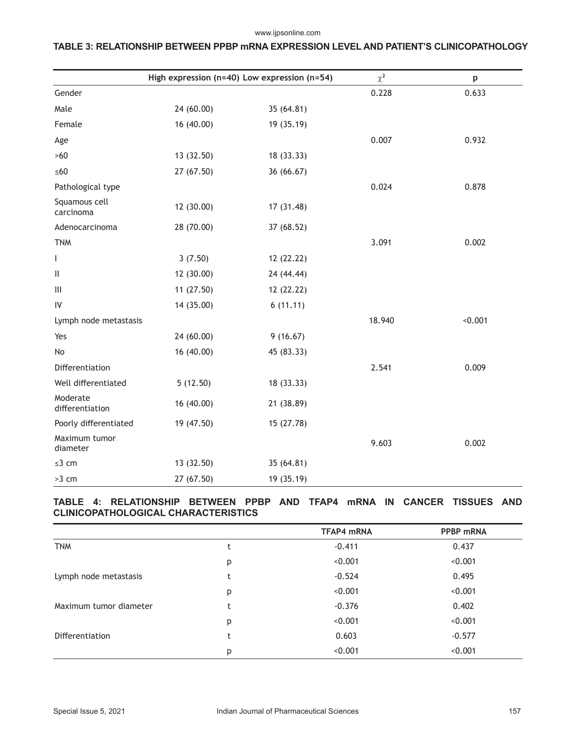**TABLE 3: RELATIONSHIP BETWEEN PPBP mRNA EXPRESSION LEVEL AND PATIENT'S CLINICOPATHOLOGY**

| | High expression (n=40) | Low expression (n=54) | $\chi^2$ | p |
|---|---|---|---|---|
| Gender | | | 0.228 | 0.633 |
| Male | 24 (60.00) | 35 (64.81) | | |
| Female | 16 (40.00) | 19 (35.19) | | |
| Age | | | 0.007 | 0.932 |
| >60 | 13 (32.50) | 18 (33.33) | | |
| ≤60 | 27 (67.50) | 36 (66.67) | | |
| Pathological type | | | 0.024 | 0.878 |
| Squamous cell carcinoma | 12 (30.00) | 17 (31.48) | | |
| Adenocarcinoma | 28 (70.00) | 37 (68.52) | | |
| TNM | | | 3.091 | 0.002 |
| I | 3 (7.50) | 12 (22.22) | | |
| II | 12 (30.00) | 24 (44.44) | | |
| III | 11 (27.50) | 12 (22.22) | | |
| IV | 14 (35.00) | 6 (11.11) | | |
| Lymph node metastasis | | | 18.940 | <0.001 |
| Yes | 24 (60.00) | 9 (16.67) | | |
| No | 16 (40.00) | 45 (83.33) | | |
| Differentiation | | | 2.541 | 0.009 |
| Well differentiated | 5 (12.50) | 18 (33.33) | | |
| Moderate differentiation | 16 (40.00) | 21 (38.89) | | |
| Poorly differentiated | 19 (47.50) | 15 (27.78) | | |
| Maximum tumor diameter | | | 9.603 | 0.002 |
| ≤3 cm | 13 (32.50) | 35 (64.81) | | |
| >3 cm | 27 (67.50) | 19 (35.19) | | |

**TABLE 4: RELATIONSHIP BETWEEN PPBP AND TFAP4 mRNA IN CANCER TISSUES AND CLINICOPATHOLOGICAL CHARACTERISTICS**

| | | TFAP4 mRNA | PPBP mRNA |
|---|---|---|---|
| TNM | t | -0.411 | 0.437 |
| | p | <0.001 | <0.001 |
| Lymph node metastasis | t | -0.524 | 0.495 |
| | p | <0.001 | <0.001 |
| Maximum tumor diameter | t | -0.376 | 0.402 |
| | p | <0.001 | <0.001 |
| Differentiation | t | 0.603 | -0.577 |
| | p | <0.001 | <0.001 |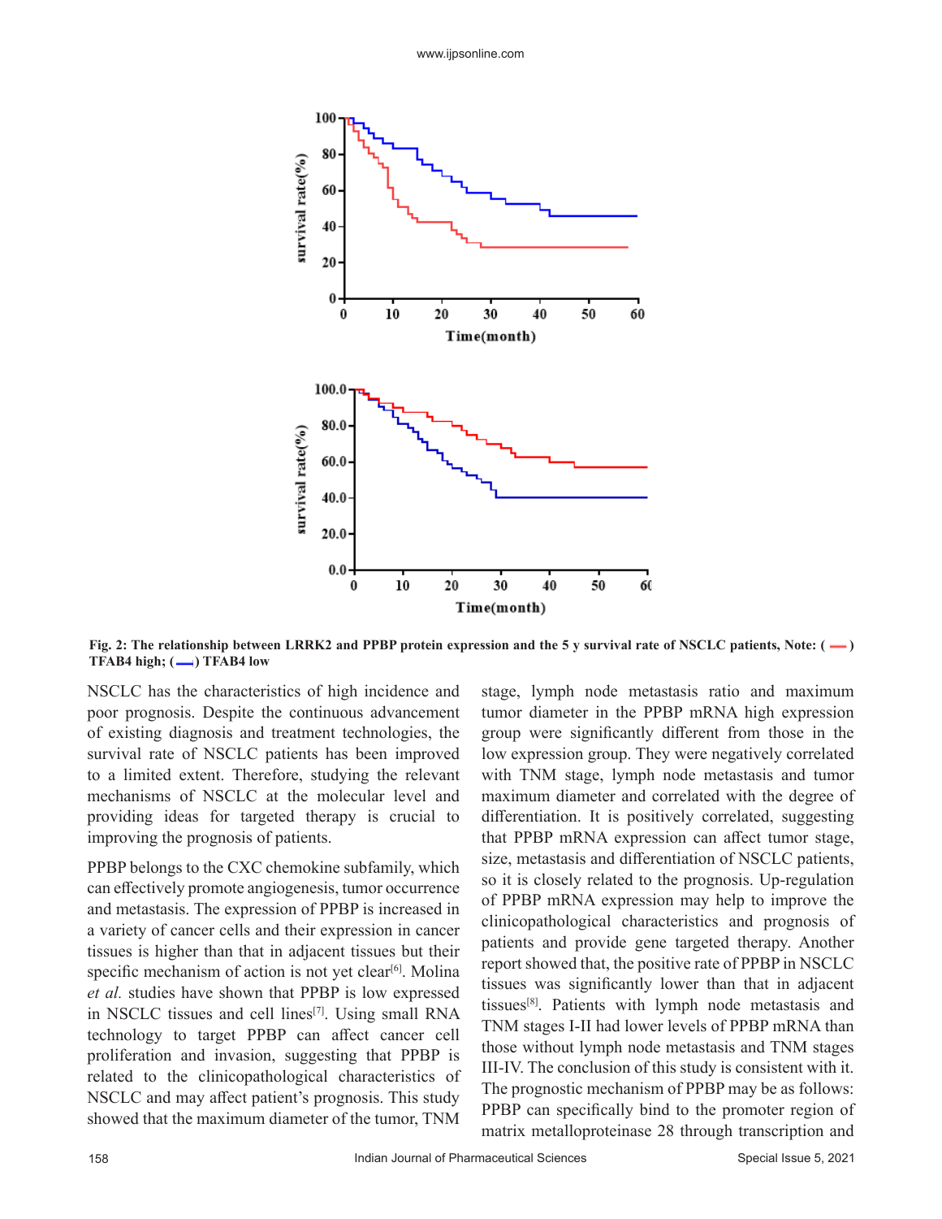Fig. 2: The relationship between LRRK2 and PPBP protein expression and the 5 y survival rate of NSCLC patients, Note: ( ) TFAB4 high; ( ) TFAB4 low

NSCLC has the characteristics of high incidence and poor prognosis. Despite the continuous advancement of existing diagnosis and treatment technologies, the survival rate of NSCLC patients has been improved to a limited extent. Therefore, studying the relevant mechanisms of NSCLC at the molecular level and providing ideas for targeted therapy is crucial to improving the prognosis of patients.

PPBP belongs to the CXC chemokine subfamily, which can effectively promote angiogenesis, tumor occurrence and metastasis. The expression of PPBP is increased in a variety of cancer cells and their expression in cancer tissues is higher than that in adjacent tissues but their specific mechanism of action is not yet clear[6]. Molina *et al.* studies have shown that PPBP is low expressed in NSCLC tissues and cell lines[7]. Using small RNA technology to target PPBP can affect cancer cell proliferation and invasion, suggesting that PPBP is related to the clinicopathological characteristics of NSCLC and may affect patient's prognosis. This study showed that the maximum diameter of the tumor, TNM stage, lymph node metastasis ratio and maximum tumor diameter in the PPBP mRNA high expression group were significantly different from those in the low expression group. They were negatively correlated with TNM stage, lymph node metastasis and tumor maximum diameter and correlated with the degree of differentiation. It is positively correlated, suggesting that PPBP mRNA expression can affect tumor stage, size, metastasis and differentiation of NSCLC patients, so it is closely related to the prognosis. Up-regulation of PPBP mRNA expression may help to improve the clinicopathological characteristics and prognosis of patients and provide gene targeted therapy. Another report showed that, the positive rate of PPBP in NSCLC tissues was significantly lower than that in adjacent tissues[8]. Patients with lymph node metastasis and TNM stages I-II had lower levels of PPBP mRNA than those without lymph node metastasis and TNM stages III-IV. The conclusion of this study is consistent with it. The prognostic mechanism of PPBP may be as follows: PPBP can specifically bind to the promoter region of matrix metalloproteinase 28 through transcription and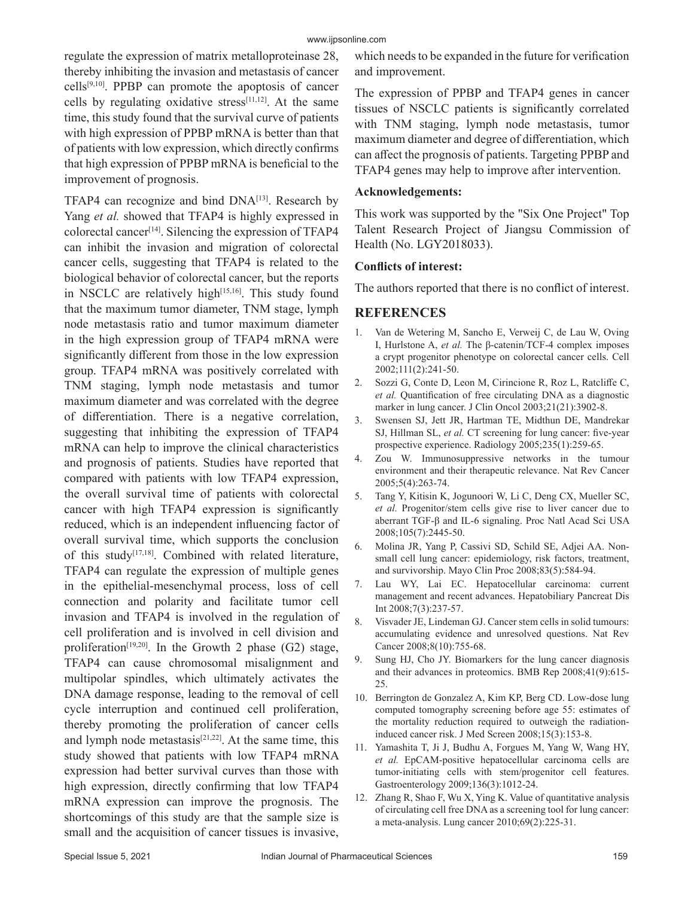regulate the expression of matrix metalloproteinase 28, thereby inhibiting the invasion and metastasis of cancer cells[9,10]. PPBP can promote the apoptosis of cancer cells by regulating oxidative stress[11,12]. At the same time, this study found that the survival curve of patients with high expression of PPBP mRNA is better than that of patients with low expression, which directly confirms that high expression of PPBP mRNA is beneficial to the improvement of prognosis.

TFAP4 can recognize and bind DNA[13]. Research by Yang *et al.* showed that TFAP4 is highly expressed in colorectal cancer[14]. Silencing the expression of TFAP4 can inhibit the invasion and migration of colorectal cancer cells, suggesting that TFAP4 is related to the biological behavior of colorectal cancer, but the reports in NSCLC are relatively high[15,16]. This study found that the maximum tumor diameter, TNM stage, lymph node metastasis ratio and tumor maximum diameter in the high expression group of TFAP4 mRNA were significantly different from those in the low expression group. TFAP4 mRNA was positively correlated with TNM staging, lymph node metastasis and tumor maximum diameter and was correlated with the degree of differentiation. There is a negative correlation, suggesting that inhibiting the expression of TFAP4 mRNA can help to improve the clinical characteristics and prognosis of patients. Studies have reported that compared with patients with low TFAP4 expression, the overall survival time of patients with colorectal cancer with high TFAP4 expression is significantly reduced, which is an independent influencing factor of overall survival time, which supports the conclusion of this study[17,18]. Combined with related literature, TFAP4 can regulate the expression of multiple genes in the epithelial-mesenchymal process, loss of cell connection and polarity and facilitate tumor cell invasion and TFAP4 is involved in the regulation of cell proliferation and is involved in cell division and proliferation[19,20]. In the Growth 2 phase (G2) stage, TFAP4 can cause chromosomal misalignment and multipolar spindles, which ultimately activates the DNA damage response, leading to the removal of cell cycle interruption and continued cell proliferation, thereby promoting the proliferation of cancer cells and lymph node metastasis[21,22]. At the same time, this study showed that patients with low TFAP4 mRNA expression had better survival curves than those with high expression, directly confirming that low TFAP4 mRNA expression can improve the prognosis. The shortcomings of this study are that the sample size is small and the acquisition of cancer tissues is invasive, which needs to be expanded in the future for verification and improvement.

The expression of PPBP and TFAP4 genes in cancer tissues of NSCLC patients is significantly correlated with TNM staging, lymph node metastasis, tumor maximum diameter and degree of differentiation, which can affect the prognosis of patients. Targeting PPBP and TFAP4 genes may help to improve after intervention.

**Acknowledgements:**

This work was supported by the "Six One Project" Top Talent Research Project of Jiangsu Commission of Health (No. LGY2018033).

**Conflicts of interest:**

The authors reported that there is no conflict of interest.

## REFERENCES

1. Van de Wetering M, Sancho E, Verweij C, de Lau W, Oving I, Hurlstone A, *et al.* The β-catenin/TCF-4 complex imposes a crypt progenitor phenotype on colorectal cancer cells. Cell 2002;111(2):241-50.
2. Sozzi G, Conte D, Leon M, Cirincione R, Roz L, Ratcliffe C, *et al.* Quantification of free circulating DNA as a diagnostic marker in lung cancer. J Clin Oncol 2003;21(21):3902-8.
3. Swensen SJ, Jett JR, Hartman TE, Midthun DE, Mandrekar SJ, Hillman SL, *et al.* CT screening for lung cancer: five-year prospective experience. Radiology 2005;235(1):259-65.
4. Zou W. Immunosuppressive networks in the tumour environment and their therapeutic relevance. Nat Rev Cancer 2005;5(4):263-74.
5. Tang Y, Kitisin K, Jogunoori W, Li C, Deng CX, Mueller SC, *et al.* Progenitor/stem cells give rise to liver cancer due to aberrant TGF-β and IL-6 signaling. Proc Natl Acad Sci USA 2008;105(7):2445-50.
6. Molina JR, Yang P, Cassivi SD, Schild SE, Adjei AA. Non-small cell lung cancer: epidemiology, risk factors, treatment, and survivorship. Mayo Clin Proc 2008;83(5):584-94.
7. Lau WY, Lai EC. Hepatocellular carcinoma: current management and recent advances. Hepatobiliary Pancreat Dis Int 2008;7(3):237-57.
8. Visvader JE, Lindeman GJ. Cancer stem cells in solid tumours: accumulating evidence and unresolved questions. Nat Rev Cancer 2008;8(10):755-68.
9. Sung HJ, Cho JY. Biomarkers for the lung cancer diagnosis and their advances in proteomics. BMB Rep 2008;41(9):615-25.
10. Berrington de Gonzalez A, Kim KP, Berg CD. Low-dose lung computed tomography screening before age 55: estimates of the mortality reduction required to outweigh the radiation-induced cancer risk. J Med Screen 2008;15(3):153-8.
11. Yamashita T, Ji J, Budhu A, Forgues M, Yang W, Wang HY, *et al.* EpCAM-positive hepatocellular carcinoma cells are tumor-initiating cells with stem/progenitor cell features. Gastroenterology 2009;136(3):1012-24.
12. Zhang R, Shao F, Wu X, Ying K. Value of quantitative analysis of circulating cell free DNA as a screening tool for lung cancer: a meta-analysis. Lung cancer 2010;69(2):225-31.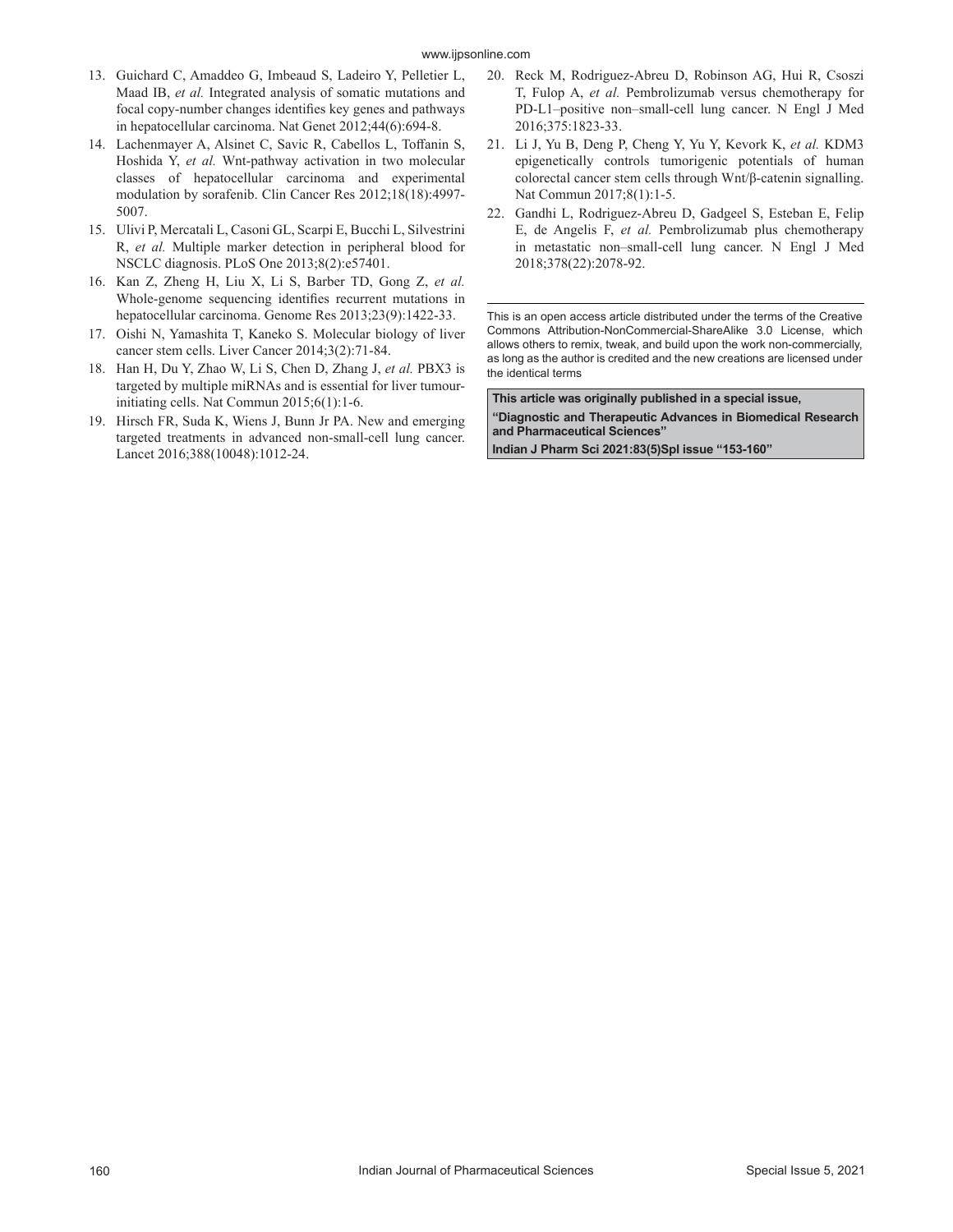13. Guichard C, Amaddeo G, Imbeaud S, Ladeiro Y, Pelletier L, Maad IB, *et al.* Integrated analysis of somatic mutations and focal copy-number changes identifies key genes and pathways in hepatocellular carcinoma. Nat Genet 2012;44(6):694-8.
14. Lachenmayer A, Alsinet C, Savic R, Cabellos L, Toffanin S, Hoshida Y, *et al.* Wnt-pathway activation in two molecular classes of hepatocellular carcinoma and experimental modulation by sorafenib. Clin Cancer Res 2012;18(18):4997-5007.
15. Ulivi P, Mercatali L, Casoni GL, Scarpi E, Bucchi L, Silvestrini R, *et al.* Multiple marker detection in peripheral blood for NSCLC diagnosis. PLoS One 2013;8(2):e57401.
16. Kan Z, Zheng H, Liu X, Li S, Barber TD, Gong Z, *et al.* Whole-genome sequencing identifies recurrent mutations in hepatocellular carcinoma. Genome Res 2013;23(9):1422-33.
17. Oishi N, Yamashita T, Kaneko S. Molecular biology of liver cancer stem cells. Liver Cancer 2014;3(2):71-84.
18. Han H, Du Y, Zhao W, Li S, Chen D, Zhang J, *et al.* PBX3 is targeted by multiple miRNAs and is essential for liver tumour-initiating cells. Nat Commun 2015;6(1):1-6.
19. Hirsch FR, Suda K, Wiens J, Bunn Jr PA. New and emerging targeted treatments in advanced non-small-cell lung cancer. Lancet 2016;388(10048):1012-24.
20. Reck M, Rodriguez-Abreu D, Robinson AG, Hui R, Csoszi T, Fulop A, *et al.* Pembrolizumab versus chemotherapy for PD-L1–positive non–small-cell lung cancer. N Engl J Med 2016;375:1823-33.
21. Li J, Yu B, Deng P, Cheng Y, Yu Y, Kevork K, *et al.* KDM3 epigenetically controls tumorigenic potentials of human colorectal cancer stem cells through Wnt/β-catenin signalling. Nat Commun 2017;8(1):1-5.
22. Gandhi L, Rodriguez-Abreu D, Gadgeel S, Esteban E, Felip E, de Angelis F, *et al.* Pembrolizumab plus chemotherapy in metastatic non–small-cell lung cancer. N Engl J Med 2018;378(22):2078-92.

This is an open access article distributed under the terms of the Creative Commons Attribution-NonCommercial-ShareAlike 3.0 License, which allows others to remix, tweak, and build upon the work non-commercially, as long as the author is credited and the new creations are licensed under the identical terms

**This article was originally published in a special issue, "Diagnostic and Therapeutic Advances in Biomedical Research and Pharmaceutical Sciences"**
**Indian J Pharm Sci 2021:83(5)Spl issue "153-160"**